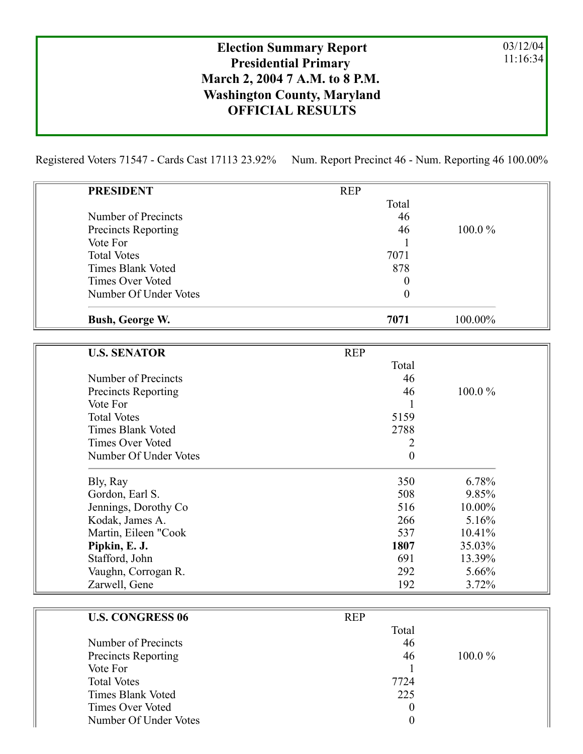# Election Summary Report
## Presidential Primary
## March 2, 2004 7 A.M. to 8 P.M.
## Washington County, Maryland
## OFFICIAL RESULTS

03/12/04
11:16:34

Registered Voters 71547 - Cards Cast 17113 23.92%    Num. Report Precinct 46 - Num. Reporting 46 100.00%

| **PRESIDENT** | REP | |
|---|---|---|
| | Total | |
| Number of Precincts | 46 | |
| Precincts Reporting | 46 | 100.0 % |
| Vote For | 1 | |
| Total Votes | 7071 | |
| Times Blank Voted | 878 | |
| Times Over Voted | 0 | |
| Number Of Under Votes | 0 | |
| **Bush, George W.** | **7071** | 100.00% |

| **U.S. SENATOR** | REP | |
|---|---|---|
| | Total | |
| Number of Precincts | 46 | |
| Precincts Reporting | 46 | 100.0 % |
| Vote For | 1 | |
| Total Votes | 5159 | |
| Times Blank Voted | 2788 | |
| Times Over Voted | 2 | |
| Number Of Under Votes | 0 | |
| Bly, Ray | 350 | 6.78% |
| Gordon, Earl S. | 508 | 9.85% |
| Jennings, Dorothy Co | 516 | 10.00% |
| Kodak, James A. | 266 | 5.16% |
| Martin, Eileen "Cook | 537 | 10.41% |
| **Pipkin, E. J.** | **1807** | 35.03% |
| Stafford, John | 691 | 13.39% |
| Vaughn, Corrogan R. | 292 | 5.66% |
| Zarwell, Gene | 192 | 3.72% |

| **U.S. CONGRESS 06** | REP | |
|---|---|---|
| | Total | |
| Number of Precincts | 46 | |
| Precincts Reporting | 46 | 100.0 % |
| Vote For | 1 | |
| Total Votes | 7724 | |
| Times Blank Voted | 225 | |
| Times Over Voted | 0 | |
| Number Of Under Votes | 0 | |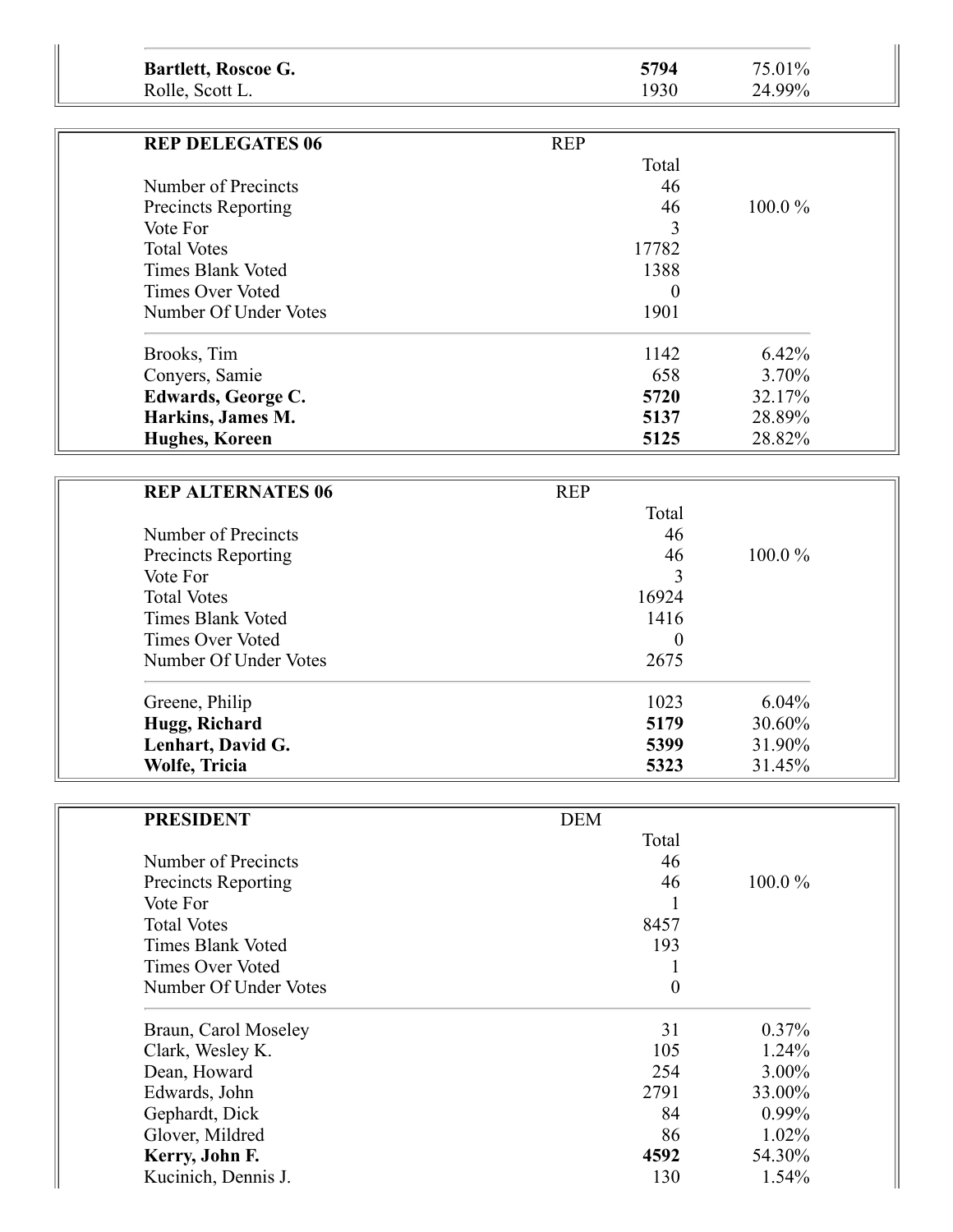| | | |
|---|---|---|
| **Bartlett, Roscoe G.** | **5794** | 75.01% |
| Rolle, Scott L. | 1930 | 24.99% |

| **REP DELEGATES 06** | REP | |
|---|---|---|
| | Total | |
| Number of Precincts | 46 | |
| Precincts Reporting | 46 | 100.0 % |
| Vote For | 3 | |
| Total Votes | 17782 | |
| Times Blank Voted | 1388 | |
| Times Over Voted | 0 | |
| Number Of Under Votes | 1901 | |
| Brooks, Tim | 1142 | 6.42% |
| Conyers, Samie | 658 | 3.70% |
| **Edwards, George C.** | **5720** | 32.17% |
| **Harkins, James M.** | **5137** | 28.89% |
| **Hughes, Koreen** | **5125** | 28.82% |

| **REP ALTERNATES 06** | REP | |
|---|---|---|
| | Total | |
| Number of Precincts | 46 | |
| Precincts Reporting | 46 | 100.0 % |
| Vote For | 3 | |
| Total Votes | 16924 | |
| Times Blank Voted | 1416 | |
| Times Over Voted | 0 | |
| Number Of Under Votes | 2675 | |
| Greene, Philip | 1023 | 6.04% |
| **Hugg, Richard** | **5179** | 30.60% |
| **Lenhart, David G.** | **5399** | 31.90% |
| **Wolfe, Tricia** | **5323** | 31.45% |

| **PRESIDENT** | DEM | |
|---|---|---|
| | Total | |
| Number of Precincts | 46 | |
| Precincts Reporting | 46 | 100.0 % |
| Vote For | 1 | |
| Total Votes | 8457 | |
| Times Blank Voted | 193 | |
| Times Over Voted | 1 | |
| Number Of Under Votes | 0 | |
| Braun, Carol Moseley | 31 | 0.37% |
| Clark, Wesley K. | 105 | 1.24% |
| Dean, Howard | 254 | 3.00% |
| Edwards, John | 2791 | 33.00% |
| Gephardt, Dick | 84 | 0.99% |
| Glover, Mildred | 86 | 1.02% |
| **Kerry, John F.** | **4592** | 54.30% |
| Kucinich, Dennis J. | 130 | 1.54% |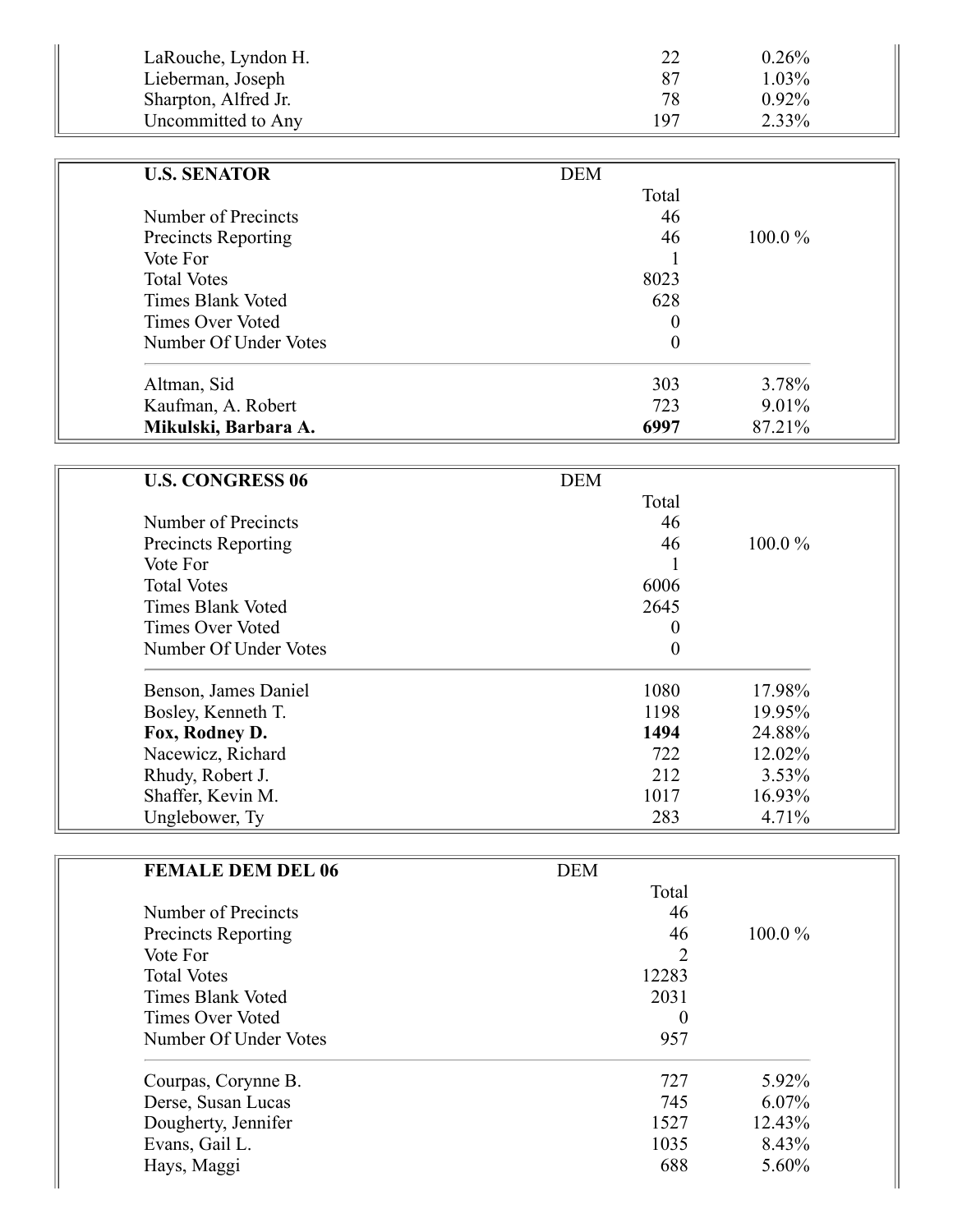| | | |
|---|---|---|
| LaRouche, Lyndon H. | 22 | 0.26% |
| Lieberman, Joseph | 87 | 1.03% |
| Sharpton, Alfred Jr. | 78 | 0.92% |
| Uncommitted to Any | 197 | 2.33% |

| **U.S. SENATOR** | DEM | |
|---|---|---|
| | Total | |
| Number of Precincts | 46 | |
| Precincts Reporting | 46 | 100.0 % |
| Vote For | 1 | |
| Total Votes | 8023 | |
| Times Blank Voted | 628 | |
| Times Over Voted | 0 | |
| Number Of Under Votes | 0 | |
| Altman, Sid | 303 | 3.78% |
| Kaufman, A. Robert | 723 | 9.01% |
| **Mikulski, Barbara A.** | **6997** | 87.21% |

| **U.S. CONGRESS 06** | DEM | |
|---|---|---|
| | Total | |
| Number of Precincts | 46 | |
| Precincts Reporting | 46 | 100.0 % |
| Vote For | 1 | |
| Total Votes | 6006 | |
| Times Blank Voted | 2645 | |
| Times Over Voted | 0 | |
| Number Of Under Votes | 0 | |
| Benson, James Daniel | 1080 | 17.98% |
| Bosley, Kenneth T. | 1198 | 19.95% |
| **Fox, Rodney D.** | **1494** | 24.88% |
| Nacewicz, Richard | 722 | 12.02% |
| Rhudy, Robert J. | 212 | 3.53% |
| Shaffer, Kevin M. | 1017 | 16.93% |
| Unglebower, Ty | 283 | 4.71% |

| **FEMALE DEM DEL 06** | DEM | |
|---|---|---|
| | Total | |
| Number of Precincts | 46 | |
| Precincts Reporting | 46 | 100.0 % |
| Vote For | 2 | |
| Total Votes | 12283 | |
| Times Blank Voted | 2031 | |
| Times Over Voted | 0 | |
| Number Of Under Votes | 957 | |
| Courpas, Corynne B. | 727 | 5.92% |
| Derse, Susan Lucas | 745 | 6.07% |
| Dougherty, Jennifer | 1527 | 12.43% |
| Evans, Gail L. | 1035 | 8.43% |
| Hays, Maggi | 688 | 5.60% |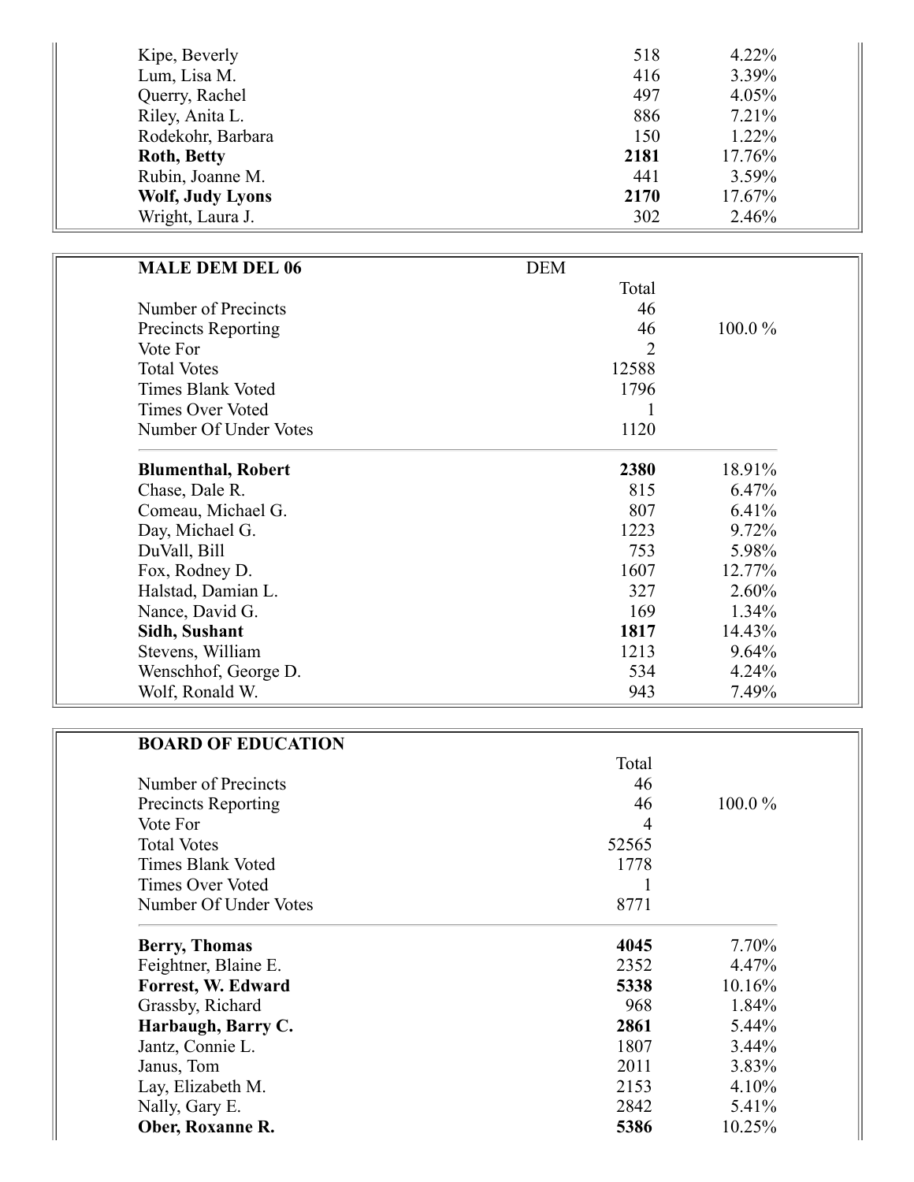| | | |
|---|---|---|
| Kipe, Beverly | 518 | 4.22% |
| Lum, Lisa M. | 416 | 3.39% |
| Querry, Rachel | 497 | 4.05% |
| Riley, Anita L. | 886 | 7.21% |
| Rodekohr, Barbara | 150 | 1.22% |
| **Roth, Betty** | **2181** | 17.76% |
| Rubin, Joanne M. | 441 | 3.59% |
| **Wolf, Judy Lyons** | **2170** | 17.67% |
| Wright, Laura J. | 302 | 2.46% |

| **MALE DEM DEL 06** | DEM | |
|---|---|---|
| | Total | |
| Number of Precincts | 46 | |
| Precincts Reporting | 46 | 100.0 % |
| Vote For | 2 | |
| Total Votes | 12588 | |
| Times Blank Voted | 1796 | |
| Times Over Voted | 1 | |
| Number Of Under Votes | 1120 | |
| **Blumenthal, Robert** | **2380** | 18.91% |
| Chase, Dale R. | 815 | 6.47% |
| Comeau, Michael G. | 807 | 6.41% |
| Day, Michael G. | 1223 | 9.72% |
| DuVall, Bill | 753 | 5.98% |
| Fox, Rodney D. | 1607 | 12.77% |
| Halstad, Damian L. | 327 | 2.60% |
| Nance, David G. | 169 | 1.34% |
| **Sidh, Sushant** | **1817** | 14.43% |
| Stevens, William | 1213 | 9.64% |
| Wenschhof, George D. | 534 | 4.24% |
| Wolf, Ronald W. | 943 | 7.49% |

| **BOARD OF EDUCATION** | | |
|---|---|---|
| | Total | |
| Number of Precincts | 46 | |
| Precincts Reporting | 46 | 100.0 % |
| Vote For | 4 | |
| Total Votes | 52565 | |
| Times Blank Voted | 1778 | |
| Times Over Voted | 1 | |
| Number Of Under Votes | 8771 | |
| **Berry, Thomas** | **4045** | 7.70% |
| Feightner, Blaine E. | 2352 | 4.47% |
| **Forrest, W. Edward** | **5338** | 10.16% |
| Grassby, Richard | 968 | 1.84% |
| **Harbaugh, Barry C.** | **2861** | 5.44% |
| Jantz, Connie L. | 1807 | 3.44% |
| Janus, Tom | 2011 | 3.83% |
| Lay, Elizabeth M. | 2153 | 4.10% |
| Nally, Gary E. | 2842 | 5.41% |
| **Ober, Roxanne R.** | **5386** | 10.25% |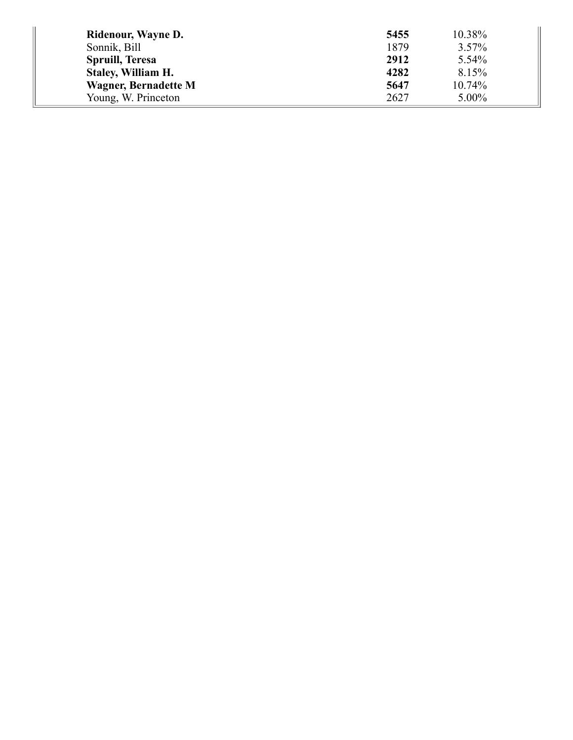| | | |
|---|---|---|
| **Ridenour, Wayne D.** | **5455** | 10.38% |
| Sonnik, Bill | 1879 | 3.57% |
| **Spruill, Teresa** | **2912** | 5.54% |
| **Staley, William H.** | **4282** | 8.15% |
| **Wagner, Bernadette M** | **5647** | 10.74% |
| Young, W. Princeton | 2627 | 5.00% |